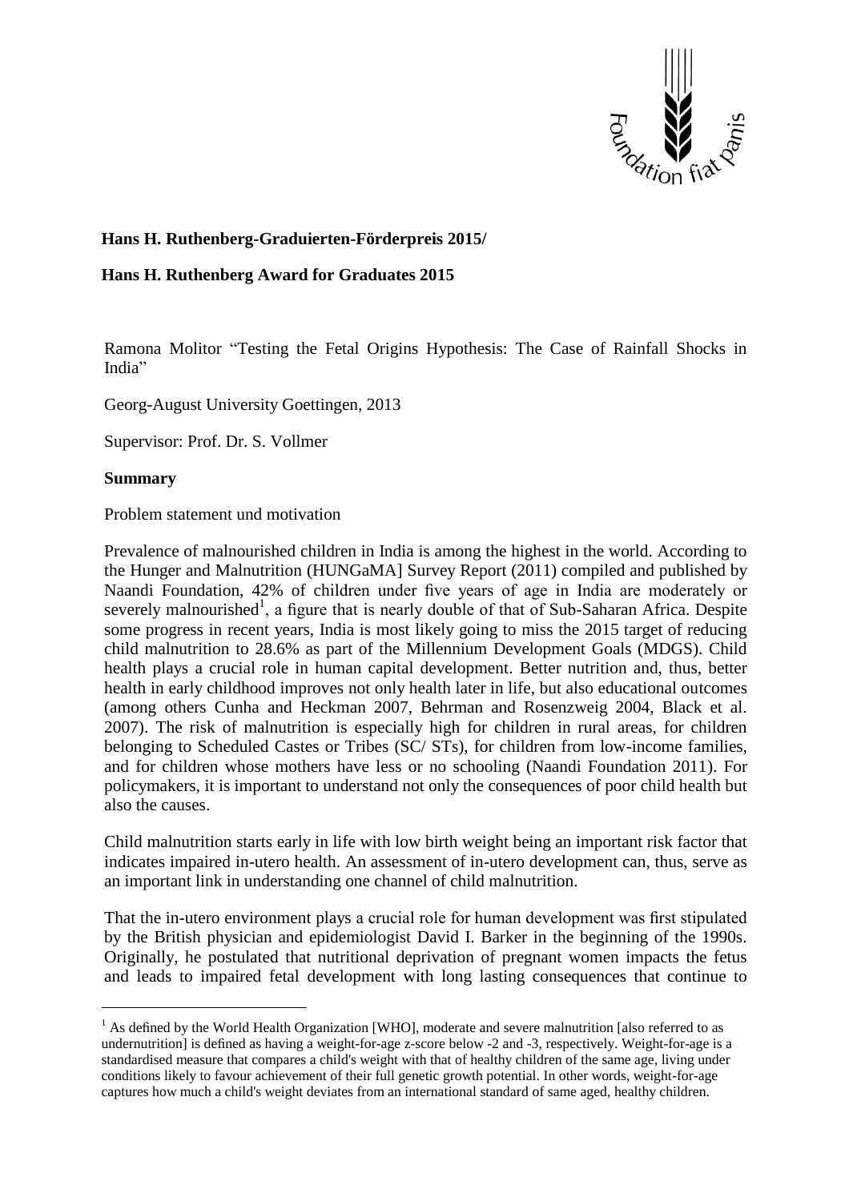**Hans H. Ruthenberg-Graduierten-Förderpreis 2015/**

**Hans H. Ruthenberg Award for Graduates 2015**

Ramona Molitor "Testing the Fetal Origins Hypothesis: The Case of Rainfall Shocks in India"

Georg-August University Goettingen, 2013

Supervisor: Prof. Dr. S. Vollmer

**Summary**

Problem statement und motivation

Prevalence of malnourished children in India is among the highest in the world. According to the Hunger and Malnutrition (HUNGaMA] Survey Report (2011) compiled and published by Naandi Foundation, 42% of children under five years of age in India are moderately or severely malnourished[1], a figure that is nearly double of that of Sub-Saharan Africa. Despite some progress in recent years, India is most likely going to miss the 2015 target of reducing child malnutrition to 28.6% as part of the Millennium Development Goals (MDGS). Child health plays a crucial role in human capital development. Better nutrition and, thus, better health in early childhood improves not only health later in life, but also educational outcomes (among others Cunha and Heckman 2007, Behrman and Rosenzweig 2004, Black et al. 2007). The risk of malnutrition is especially high for children in rural areas, for children belonging to Scheduled Castes or Tribes (SC/ STs), for children from low-income families, and for children whose mothers have less or no schooling (Naandi Foundation 2011). For policymakers, it is important to understand not only the consequences of poor child health but also the causes.

Child malnutrition starts early in life with low birth weight being an important risk factor that indicates impaired in-utero health. An assessment of in-utero development can, thus, serve as an important link in understanding one channel of child malnutrition.

That the in-utero environment plays a crucial role for human development was first stipulated by the British physician and epidemiologist David I. Barker in the beginning of the 1990s. Originally, he postulated that nutritional deprivation of pregnant women impacts the fetus and leads to impaired fetal development with long lasting consequences that continue to

[1] As defined by the World Health Organization [WHO], moderate and severe malnutrition [also referred to as undernutrition] is defined as having a weight-for-age z-score below -2 and -3, respectively. Weight-for-age is a standardised measure that compares a child's weight with that of healthy children of the same age, living under conditions likely to favour achievement of their full genetic growth potential. In other words, weight-for-age captures how much a child's weight deviates from an international standard of same aged, healthy children.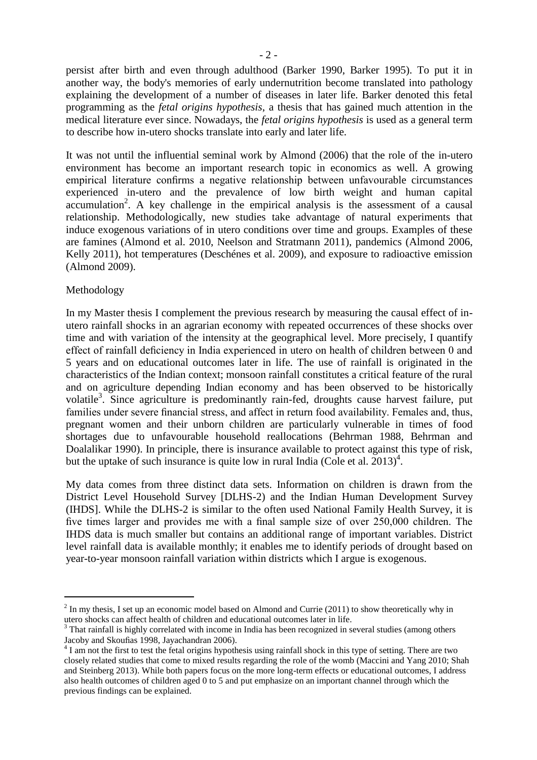persist after birth and even through adulthood (Barker 1990, Barker 1995). To put it in another way, the body's memories of early undernutrition become translated into pathology explaining the development of a number of diseases in later life. Barker denoted this fetal programming as the *fetal origins hypothesis*, a thesis that has gained much attention in the medical literature ever since. Nowadays, the *fetal origins hypothesis* is used as a general term to describe how in-utero shocks translate into early and later life.

It was not until the influential seminal work by Almond (2006) that the role of the in-utero environment has become an important research topic in economics as well. A growing empirical literature confirms a negative relationship between unfavourable circumstances experienced in-utero and the prevalence of low birth weight and human capital accumulation[2]. A key challenge in the empirical analysis is the assessment of a causal relationship. Methodologically, new studies take advantage of natural experiments that induce exogenous variations of in utero conditions over time and groups. Examples of these are famines (Almond et al. 2010, Neelson and Stratmann 2011), pandemics (Almond 2006, Kelly 2011), hot temperatures (Deschénes et al. 2009), and exposure to radioactive emission (Almond 2009).

Methodology

In my Master thesis I complement the previous research by measuring the causal effect of in-utero rainfall shocks in an agrarian economy with repeated occurrences of these shocks over time and with variation of the intensity at the geographical level. More precisely, I quantify effect of rainfall deficiency in India experienced in utero on health of children between 0 and 5 years and on educational outcomes later in life. The use of rainfall is originated in the characteristics of the Indian context; monsoon rainfall constitutes a critical feature of the rural and on agriculture depending Indian economy and has been observed to be historically volatile[3]. Since agriculture is predominantly rain-fed, droughts cause harvest failure, put families under severe financial stress, and affect in return food availability. Females and, thus, pregnant women and their unborn children are particularly vulnerable in times of food shortages due to unfavourable household reallocations (Behrman 1988, Behrman and Doalalikar 1990). In principle, there is insurance available to protect against this type of risk, but the uptake of such insurance is quite low in rural India (Cole et al. 2013)[4].

My data comes from three distinct data sets. Information on children is drawn from the District Level Household Survey [DLHS-2) and the Indian Human Development Survey (IHDS]. While the DLHS-2 is similar to the often used National Family Health Survey, it is five times larger and provides me with a final sample size of over 250,000 children. The IHDS data is much smaller but contains an additional range of important variables. District level rainfall data is available monthly; it enables me to identify periods of drought based on year-to-year monsoon rainfall variation within districts which I argue is exogenous.

---

[2] In my thesis, I set up an economic model based on Almond and Currie (2011) to show theoretically why in utero shocks can affect health of children and educational outcomes later in life.

[3] That rainfall is highly correlated with income in India has been recognized in several studies (among others Jacoby and Skoufias 1998, Jayachandran 2006).

[4] I am not the first to test the fetal origins hypothesis using rainfall shock in this type of setting. There are two closely related studies that come to mixed results regarding the role of the womb (Maccini and Yang 2010; Shah and Steinberg 2013). While both papers focus on the more long-term effects or educational outcomes, I address also health outcomes of children aged 0 to 5 and put emphasize on an important channel through which the previous findings can be explained.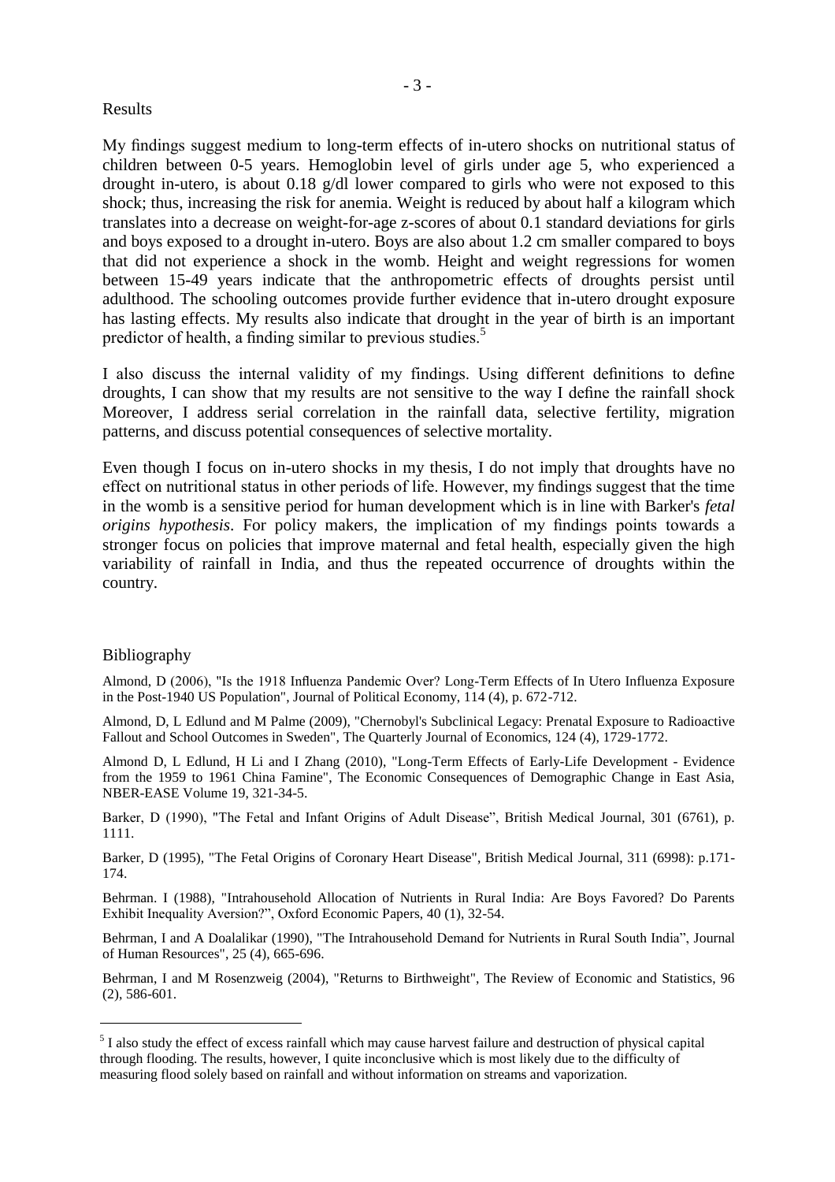## Results

My findings suggest medium to long-term effects of in-utero shocks on nutritional status of children between 0-5 years. Hemoglobin level of girls under age 5, who experienced a drought in-utero, is about 0.18 g/dl lower compared to girls who were not exposed to this shock; thus, increasing the risk for anemia. Weight is reduced by about half a kilogram which translates into a decrease on weight-for-age z-scores of about 0.1 standard deviations for girls and boys exposed to a drought in-utero. Boys are also about 1.2 cm smaller compared to boys that did not experience a shock in the womb. Height and weight regressions for women between 15-49 years indicate that the anthropometric effects of droughts persist until adulthood. The schooling outcomes provide further evidence that in-utero drought exposure has lasting effects. My results also indicate that drought in the year of birth is an important predictor of health, a finding similar to previous studies.[5]

I also discuss the internal validity of my findings. Using different definitions to define droughts, I can show that my results are not sensitive to the way I define the rainfall shock Moreover, I address serial correlation in the rainfall data, selective fertility, migration patterns, and discuss potential consequences of selective mortality.

Even though I focus on in-utero shocks in my thesis, I do not imply that droughts have no effect on nutritional status in other periods of life. However, my findings suggest that the time in the womb is a sensitive period for human development which is in line with Barker's *fetal origins hypothesis*. For policy makers, the implication of my findings points towards a stronger focus on policies that improve maternal and fetal health, especially given the high variability of rainfall in India, and thus the repeated occurrence of droughts within the country.

## Bibliography

Almond, D (2006), "Is the 1918 Influenza Pandemic Over? Long-Term Effects of In Utero Influenza Exposure in the Post-1940 US Population", Journal of Political Economy, 114 (4), p. 672-712.

Almond, D, L Edlund and M Palme (2009), "Chernobyl's Subclinical Legacy: Prenatal Exposure to Radioactive Fallout and School Outcomes in Sweden", The Quarterly Journal of Economics, 124 (4), 1729-1772.

Almond D, L Edlund, H Li and I Zhang (2010), "Long-Term Effects of Early-Life Development - Evidence from the 1959 to 1961 China Famine", The Economic Consequences of Demographic Change in East Asia, NBER-EASE Volume 19, 321-34-5.

Barker, D (1990), "The Fetal and Infant Origins of Adult Disease", British Medical Journal, 301 (6761), p. 1111.

Barker, D (1995), "The Fetal Origins of Coronary Heart Disease", British Medical Journal, 311 (6998): p.171-174.

Behrman. I (1988), "Intrahousehold Allocation of Nutrients in Rural India: Are Boys Favored? Do Parents Exhibit Inequality Aversion?", Oxford Economic Papers, 40 (1), 32-54.

Behrman, I and A Doalalikar (1990), "The Intrahousehold Demand for Nutrients in Rural South India", Journal of Human Resources", 25 (4), 665-696.

Behrman, I and M Rosenzweig (2004), "Returns to Birthweight", The Review of Economic and Statistics, 96 (2), 586-601.

---

[5] I also study the effect of excess rainfall which may cause harvest failure and destruction of physical capital through flooding. The results, however, I quite inconclusive which is most likely due to the difficulty of measuring flood solely based on rainfall and without information on streams and vaporization.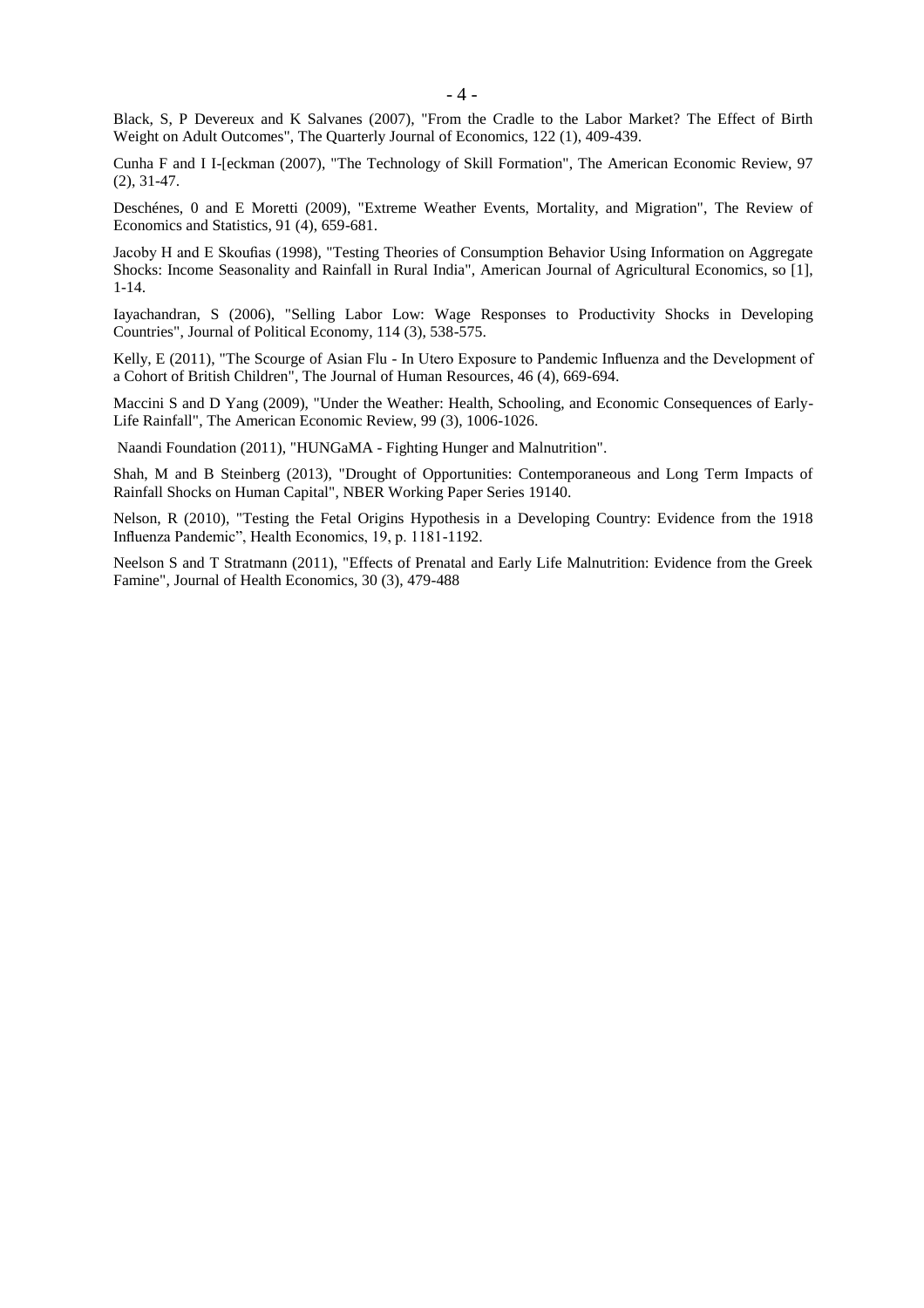Black, S, P Devereux and K Salvanes (2007), "From the Cradle to the Labor Market? The Effect of Birth Weight on Adult Outcomes", The Quarterly Journal of Economics, 122 (1), 409-439.

Cunha F and I I-[eckman (2007), "The Technology of Skill Formation", The American Economic Review, 97 (2), 31-47.

Deschénes, 0 and E Moretti (2009), "Extreme Weather Events, Mortality, and Migration", The Review of Economics and Statistics, 91 (4), 659-681.

Jacoby H and E Skoufias (1998), "Testing Theories of Consumption Behavior Using Information on Aggregate Shocks: Income Seasonality and Rainfall in Rural India", American Journal of Agricultural Economics, so [1], 1-14.

Iayachandran, S (2006), "Selling Labor Low: Wage Responses to Productivity Shocks in Developing Countries", Journal of Political Economy, 114 (3), 538-575.

Kelly, E (2011), "The Scourge of Asian Flu - In Utero Exposure to Pandemic Influenza and the Development of a Cohort of British Children", The Journal of Human Resources, 46 (4), 669-694.

Maccini S and D Yang (2009), "Under the Weather: Health, Schooling, and Economic Consequences of Early-Life Rainfall", The American Economic Review, 99 (3), 1006-1026.

Naandi Foundation (2011), "HUNGaMA - Fighting Hunger and Malnutrition".

Shah, M and B Steinberg (2013), "Drought of Opportunities: Contemporaneous and Long Term Impacts of Rainfall Shocks on Human Capital", NBER Working Paper Series 19140.

Nelson, R (2010), "Testing the Fetal Origins Hypothesis in a Developing Country: Evidence from the 1918 Influenza Pandemic", Health Economics, 19, p. 1181-1192.

Neelson S and T Stratmann (2011), "Effects of Prenatal and Early Life Malnutrition: Evidence from the Greek Famine", Journal of Health Economics, 30 (3), 479-488